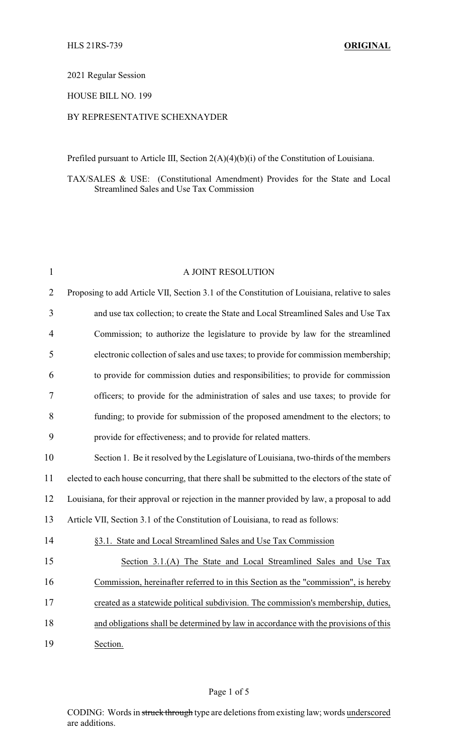HLS 21RS-739 **ORIGINAL**

2021 Regular Session

HOUSE BILL NO. 199

BY REPRESENTATIVE SCHEXNAYDER

Prefiled pursuant to Article III, Section 2(A)(4)(b)(i) of the Constitution of Louisiana.

TAX/SALES & USE: (Constitutional Amendment) Provides for the State and Local Streamlined Sales and Use Tax Commission

A JOINT RESOLUTION

Proposing to add Article VII, Section 3.1 of the Constitution of Louisiana, relative to sales and use tax collection; to create the State and Local Streamlined Sales and Use Tax Commission; to authorize the legislature to provide by law for the streamlined electronic collection of sales and use taxes; to provide for commission membership; to provide for commission duties and responsibilities; to provide for commission officers; to provide for the administration of sales and use taxes; to provide for funding; to provide for submission of the proposed amendment to the electors; to provide for effectiveness; and to provide for related matters.

Section 1. Be it resolved by the Legislature of Louisiana, two-thirds of the members elected to each house concurring, that there shall be submitted to the electors of the state of Louisiana, for their approval or rejection in the manner provided by law, a proposal to add Article VII, Section 3.1 of the Constitution of Louisiana, to read as follows:

<u>§3.1. State and Local Streamlined Sales and Use Tax Commission</u>

<u>Section 3.1.(A) The State and Local Streamlined Sales and Use Tax Commission, hereinafter referred to in this Section as the "commission", is hereby created as a statewide political subdivision. The commission's membership, duties, and obligations shall be determined by law in accordance with the provisions of this Section.</u>

CODING: Words in ~~struck through~~ type are deletions from existing law; words <u>underscored</u> are additions.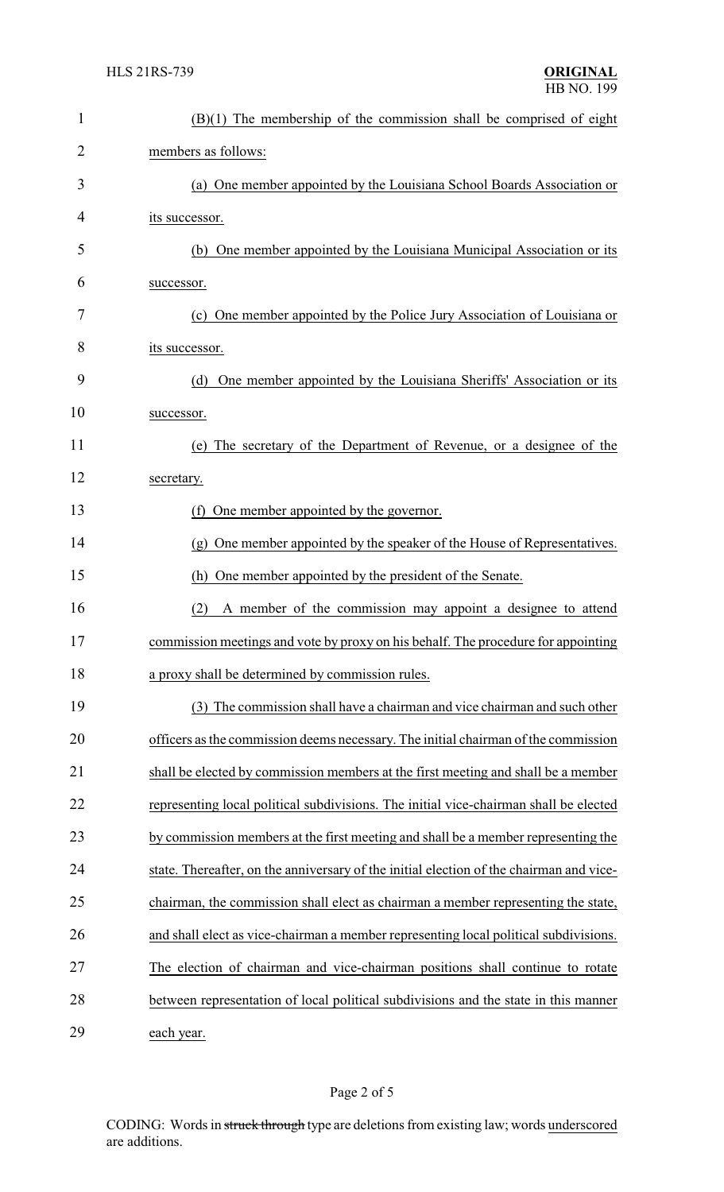(B)(1) The membership of the commission shall be comprised of eight members as follows:

(a) One member appointed by the Louisiana School Boards Association or its successor.

(b) One member appointed by the Louisiana Municipal Association or its successor.

(c) One member appointed by the Police Jury Association of Louisiana or its successor.

(d) One member appointed by the Louisiana Sheriffs' Association or its successor.

(e) The secretary of the Department of Revenue, or a designee of the secretary.

(f) One member appointed by the governor.

(g) One member appointed by the speaker of the House of Representatives.

(h) One member appointed by the president of the Senate.

(2) A member of the commission may appoint a designee to attend commission meetings and vote by proxy on his behalf. The procedure for appointing a proxy shall be determined by commission rules.

(3) The commission shall have a chairman and vice chairman and such other officers as the commission deems necessary. The initial chairman of the commission shall be elected by commission members at the first meeting and shall be a member representing local political subdivisions. The initial vice-chairman shall be elected by commission members at the first meeting and shall be a member representing the state. Thereafter, on the anniversary of the initial election of the chairman and vice-chairman, the commission shall elect as chairman a member representing the state, and shall elect as vice-chairman a member representing local political subdivisions. The election of chairman and vice-chairman positions shall continue to rotate between representation of local political subdivisions and the state in this manner each year.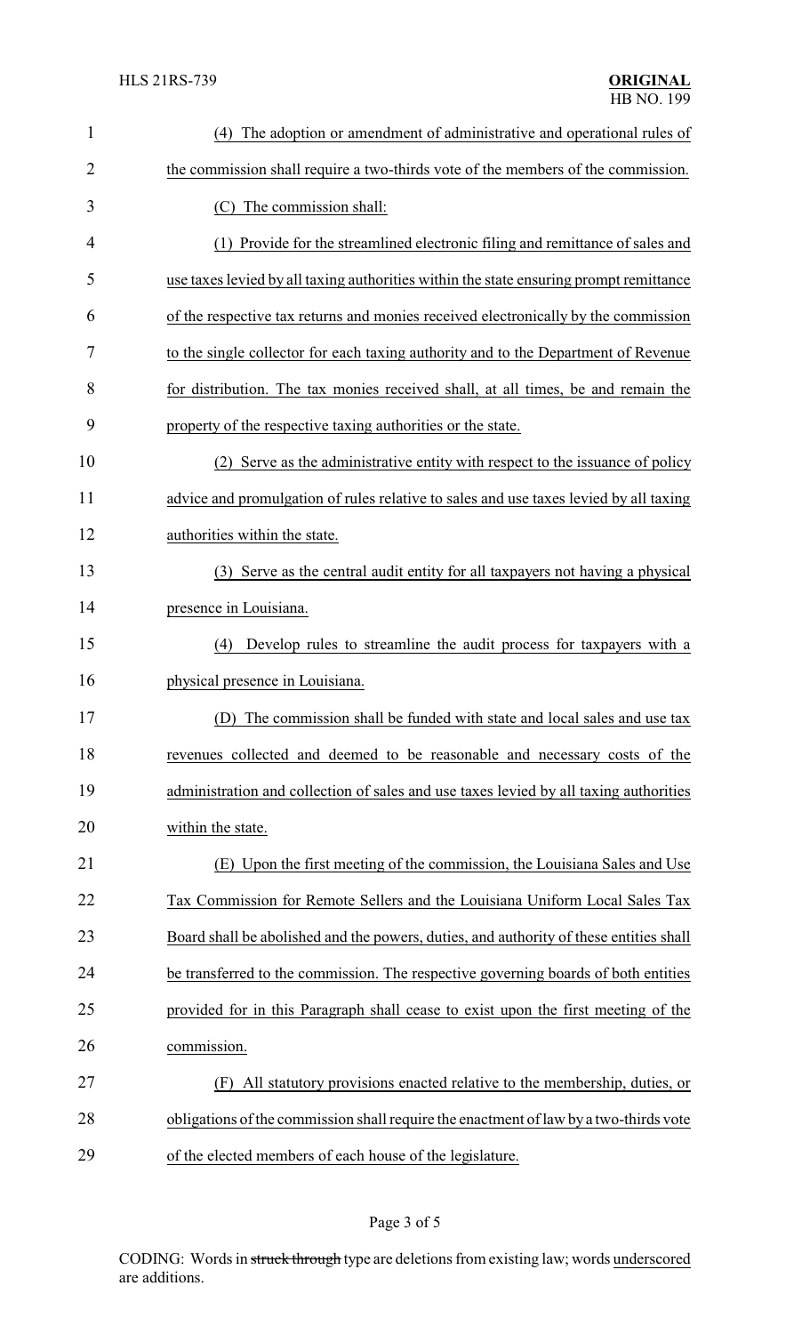(4) The adoption or amendment of administrative and operational rules of the commission shall require a two-thirds vote of the members of the commission.

(C) The commission shall:

(1) Provide for the streamlined electronic filing and remittance of sales and use taxes levied by all taxing authorities within the state ensuring prompt remittance of the respective tax returns and monies received electronically by the commission to the single collector for each taxing authority and to the Department of Revenue for distribution. The tax monies received shall, at all times, be and remain the property of the respective taxing authorities or the state.

(2) Serve as the administrative entity with respect to the issuance of policy advice and promulgation of rules relative to sales and use taxes levied by all taxing authorities within the state.

(3) Serve as the central audit entity for all taxpayers not having a physical presence in Louisiana.

(4) Develop rules to streamline the audit process for taxpayers with a physical presence in Louisiana.

(D) The commission shall be funded with state and local sales and use tax revenues collected and deemed to be reasonable and necessary costs of the administration and collection of sales and use taxes levied by all taxing authorities within the state.

(E) Upon the first meeting of the commission, the Louisiana Sales and Use Tax Commission for Remote Sellers and the Louisiana Uniform Local Sales Tax Board shall be abolished and the powers, duties, and authority of these entities shall be transferred to the commission. The respective governing boards of both entities provided for in this Paragraph shall cease to exist upon the first meeting of the commission.

(F) All statutory provisions enacted relative to the membership, duties, or obligations of the commission shall require the enactment of law by a two-thirds vote of the elected members of each house of the legislature.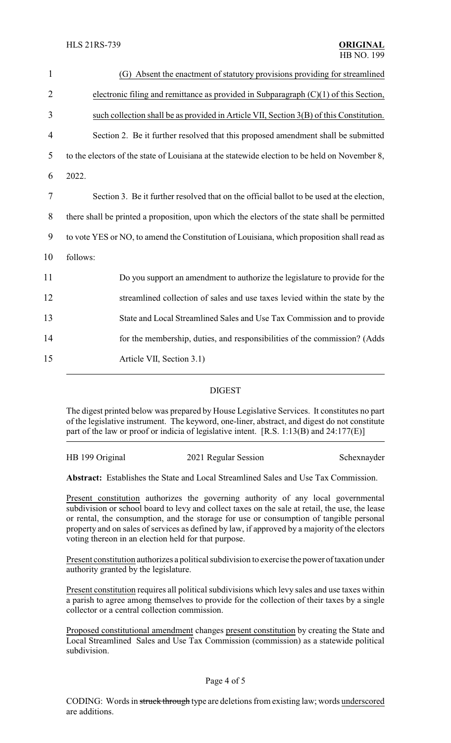(G) Absent the enactment of statutory provisions providing for streamlined electronic filing and remittance as provided in Subparagraph (C)(1) of this Section, such collection shall be as provided in Article VII, Section 3(B) of this Constitution.

Section 2. Be it further resolved that this proposed amendment shall be submitted to the electors of the state of Louisiana at the statewide election to be held on November 8, 2022.

Section 3. Be it further resolved that on the official ballot to be used at the election, there shall be printed a proposition, upon which the electors of the state shall be permitted to vote YES or NO, to amend the Constitution of Louisiana, which proposition shall read as follows:

> Do you support an amendment to authorize the legislature to provide for the streamlined collection of sales and use taxes levied within the state by the State and Local Streamlined Sales and Use Tax Commission and to provide for the membership, duties, and responsibilities of the commission? (Adds Article VII, Section 3.1)

---

## DIGEST

The digest printed below was prepared by House Legislative Services. It constitutes no part of the legislative instrument. The keyword, one-liner, abstract, and digest do not constitute part of the law or proof or indicia of legislative intent. [R.S. 1:13(B) and 24:177(E)]

HB 199 Original | 2021 Regular Session | Schexnayder

**Abstract:** Establishes the State and Local Streamlined Sales and Use Tax Commission.

Present constitution authorizes the governing authority of any local governmental subdivision or school board to levy and collect taxes on the sale at retail, the use, the lease or rental, the consumption, and the storage for use or consumption of tangible personal property and on sales of services as defined by law, if approved by a majority of the electors voting thereon in an election held for that purpose.

Present constitution authorizes a political subdivision to exercise the power of taxation under authority granted by the legislature.

Present constitution requires all political subdivisions which levy sales and use taxes within a parish to agree among themselves to provide for the collection of their taxes by a single collector or a central collection commission.

Proposed constitutional amendment changes present constitution by creating the State and Local Streamlined Sales and Use Tax Commission (commission) as a statewide political subdivision.

CODING: Words in ~~struck through~~ type are deletions from existing law; words underscored are additions.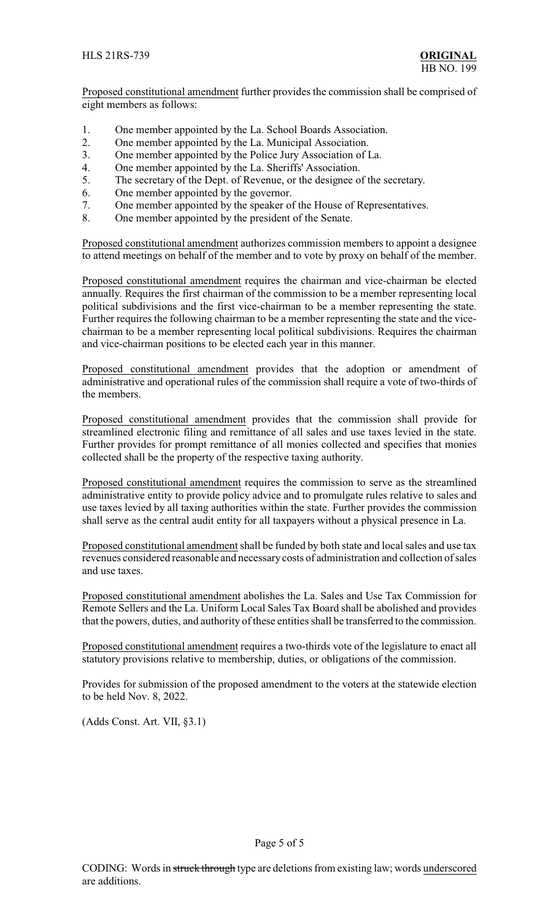Proposed constitutional amendment further provides the commission shall be comprised of eight members as follows:

1. One member appointed by the La. School Boards Association.
2. One member appointed by the La. Municipal Association.
3. One member appointed by the Police Jury Association of La.
4. One member appointed by the La. Sheriffs' Association.
5. The secretary of the Dept. of Revenue, or the designee of the secretary.
6. One member appointed by the governor.
7. One member appointed by the speaker of the House of Representatives.
8. One member appointed by the president of the Senate.

Proposed constitutional amendment authorizes commission members to appoint a designee to attend meetings on behalf of the member and to vote by proxy on behalf of the member.

Proposed constitutional amendment requires the chairman and vice-chairman be elected annually. Requires the first chairman of the commission to be a member representing local political subdivisions and the first vice-chairman to be a member representing the state. Further requires the following chairman to be a member representing the state and the vice-chairman to be a member representing local political subdivisions. Requires the chairman and vice-chairman positions to be elected each year in this manner.

Proposed constitutional amendment provides that the adoption or amendment of administrative and operational rules of the commission shall require a vote of two-thirds of the members.

Proposed constitutional amendment provides that the commission shall provide for streamlined electronic filing and remittance of all sales and use taxes levied in the state. Further provides for prompt remittance of all monies collected and specifies that monies collected shall be the property of the respective taxing authority.

Proposed constitutional amendment requires the commission to serve as the streamlined administrative entity to provide policy advice and to promulgate rules relative to sales and use taxes levied by all taxing authorities within the state. Further provides the commission shall serve as the central audit entity for all taxpayers without a physical presence in La.

Proposed constitutional amendment shall be funded by both state and local sales and use tax revenues considered reasonable and necessary costs of administration and collection of sales and use taxes.

Proposed constitutional amendment abolishes the La. Sales and Use Tax Commission for Remote Sellers and the La. Uniform Local Sales Tax Board shall be abolished and provides that the powers, duties, and authority of these entities shall be transferred to the commission.

Proposed constitutional amendment requires a two-thirds vote of the legislature to enact all statutory provisions relative to membership, duties, or obligations of the commission.

Provides for submission of the proposed amendment to the voters at the statewide election to be held Nov. 8, 2022.

(Adds Const. Art. VII, §3.1)

CODING: Words in ~~struck through~~ type are deletions from existing law; words underscored are additions.